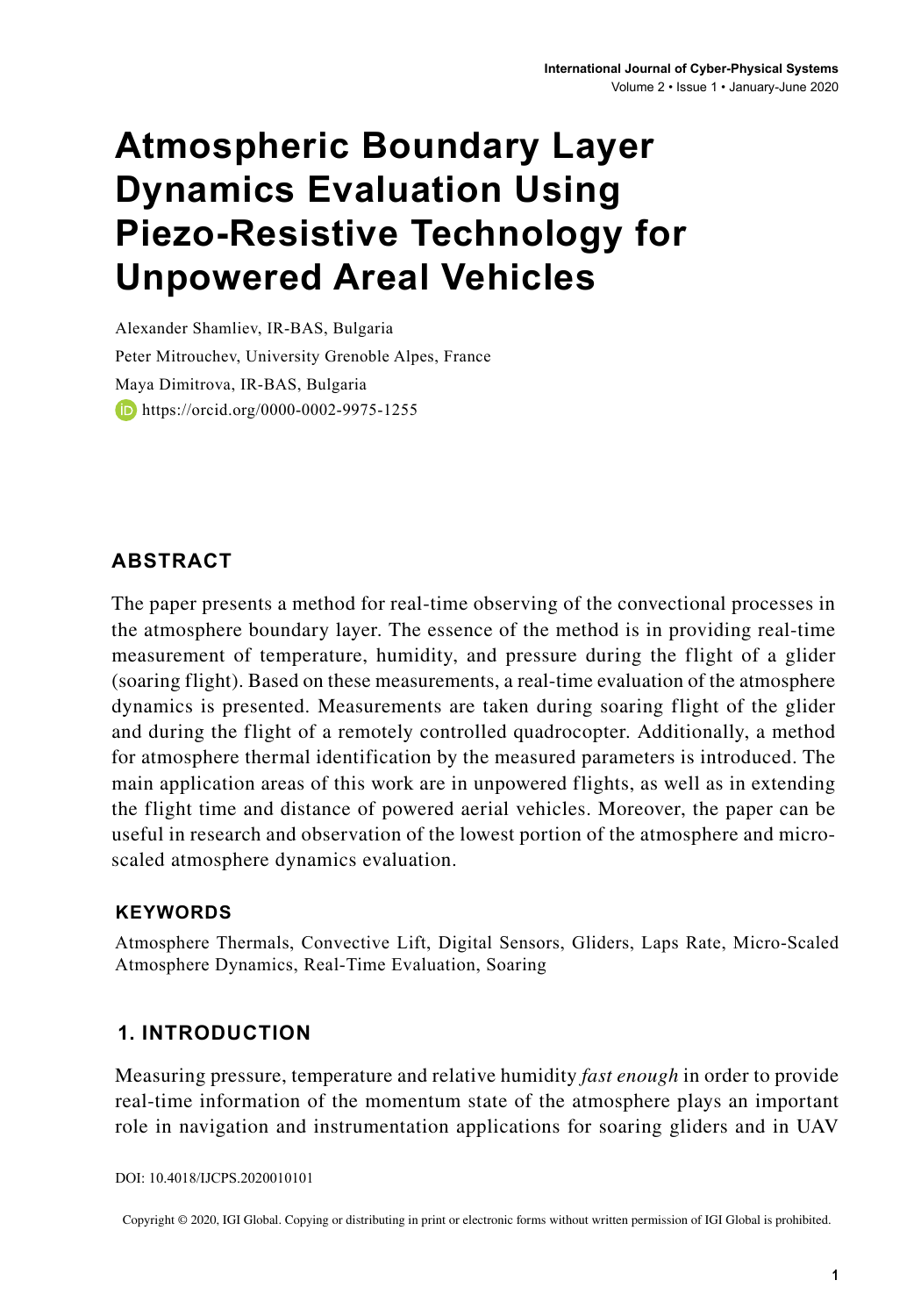# Atmospheric Boundary Layer Dynamics Evaluation Using Piezo-Resistive Technology for Unpowered Areal Vehicles

Alexander Shamliev, IR-BAS, Bulgaria

Peter Mitrouchev, University Grenoble Alpes, France

Maya Dimitrova, IR-BAS, Bulgaria

https://orcid.org/0000-0002-9975-1255

## ABSTRACT

The paper presents a method for real-time observing of the convectional processes in the atmosphere boundary layer. The essence of the method is in providing real-time measurement of temperature, humidity, and pressure during the flight of a glider (soaring flight). Based on these measurements, a real-time evaluation of the atmosphere dynamics is presented. Measurements are taken during soaring flight of the glider and during the flight of a remotely controlled quadrocopter. Additionally, a method for atmosphere thermal identification by the measured parameters is introduced. The main application areas of this work are in unpowered flights, as well as in extending the flight time and distance of powered aerial vehicles. Moreover, the paper can be useful in research and observation of the lowest portion of the atmosphere and micro-scaled atmosphere dynamics evaluation.

### KEYWORDS

Atmosphere Thermals, Convective Lift, Digital Sensors, Gliders, Laps Rate, Micro-Scaled Atmosphere Dynamics, Real-Time Evaluation, Soaring

## 1. INTRODUCTION

Measuring pressure, temperature and relative humidity *fast enough* in order to provide real-time information of the momentum state of the atmosphere plays an important role in navigation and instrumentation applications for soaring gliders and in UAV

DOI: 10.4018/IJCPS.2020010101

Copyright © 2020, IGI Global. Copying or distributing in print or electronic forms without written permission of IGI Global is prohibited.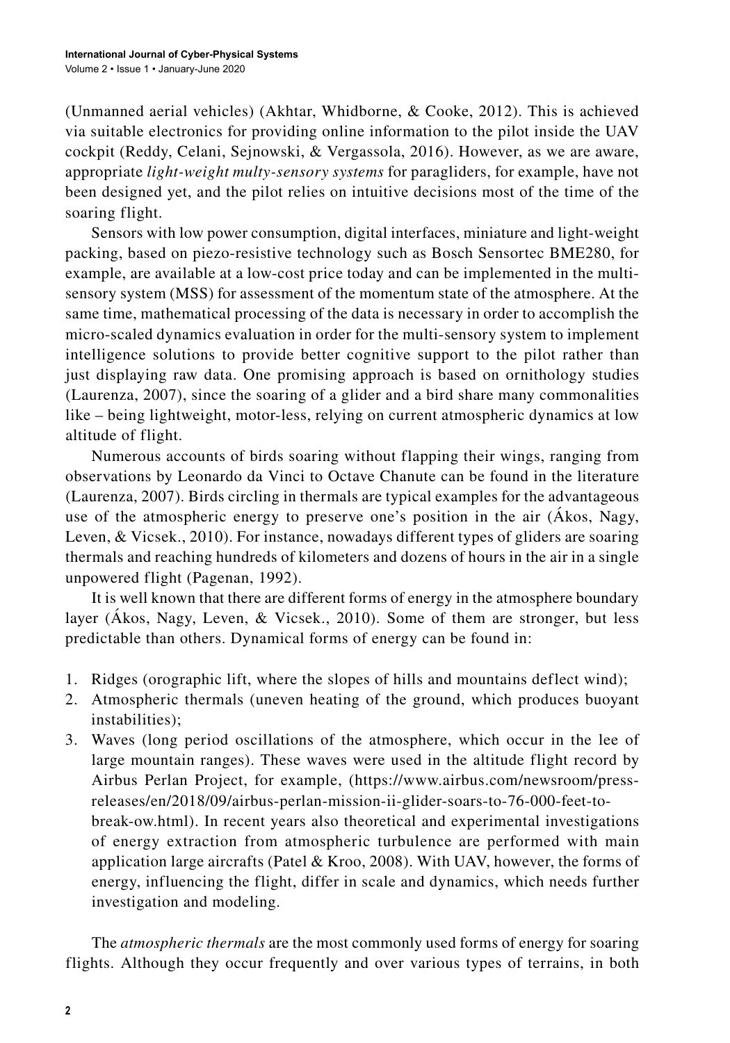(Unmanned aerial vehicles) (Akhtar, Whidborne, & Cooke, 2012). This is achieved via suitable electronics for providing online information to the pilot inside the UAV cockpit (Reddy, Celani, Sejnowski, & Vergassola, 2016). However, as we are aware, appropriate *light-weight multy-sensory systems* for paragliders, for example, have not been designed yet, and the pilot relies on intuitive decisions most of the time of the soaring flight.

Sensors with low power consumption, digital interfaces, miniature and light-weight packing, based on piezo-resistive technology such as Bosch Sensortec BME280, for example, are available at a low-cost price today and can be implemented in the multi-sensory system (MSS) for assessment of the momentum state of the atmosphere. At the same time, mathematical processing of the data is necessary in order to accomplish the micro-scaled dynamics evaluation in order for the multi-sensory system to implement intelligence solutions to provide better cognitive support to the pilot rather than just displaying raw data. One promising approach is based on ornithology studies (Laurenza, 2007), since the soaring of a glider and a bird share many commonalities like – being lightweight, motor-less, relying on current atmospheric dynamics at low altitude of flight.

Numerous accounts of birds soaring without flapping their wings, ranging from observations by Leonardo da Vinci to Octave Chanute can be found in the literature (Laurenza, 2007). Birds circling in thermals are typical examples for the advantageous use of the atmospheric energy to preserve one's position in the air (Ákos, Nagy, Leven, & Vicsek., 2010). For instance, nowadays different types of gliders are soaring thermals and reaching hundreds of kilometers and dozens of hours in the air in a single unpowered flight (Pagenan, 1992).

It is well known that there are different forms of energy in the atmosphere boundary layer (Ákos, Nagy, Leven, & Vicsek., 2010). Some of them are stronger, but less predictable than others. Dynamical forms of energy can be found in:

1. Ridges (orographic lift, where the slopes of hills and mountains deflect wind);
2. Atmospheric thermals (uneven heating of the ground, which produces buoyant instabilities);
3. Waves (long period oscillations of the atmosphere, which occur in the lee of large mountain ranges). These waves were used in the altitude flight record by Airbus Perlan Project, for example, (https://www.airbus.com/newsroom/press-releases/en/2018/09/airbus-perlan-mission-ii-glider-soars-to-76-000-feet-to-break-ow.html). In recent years also theoretical and experimental investigations of energy extraction from atmospheric turbulence are performed with main application large aircrafts (Patel & Kroo, 2008). With UAV, however, the forms of energy, influencing the flight, differ in scale and dynamics, which needs further investigation and modeling.

The *atmospheric thermals* are the most commonly used forms of energy for soaring flights. Although they occur frequently and over various types of terrains, in both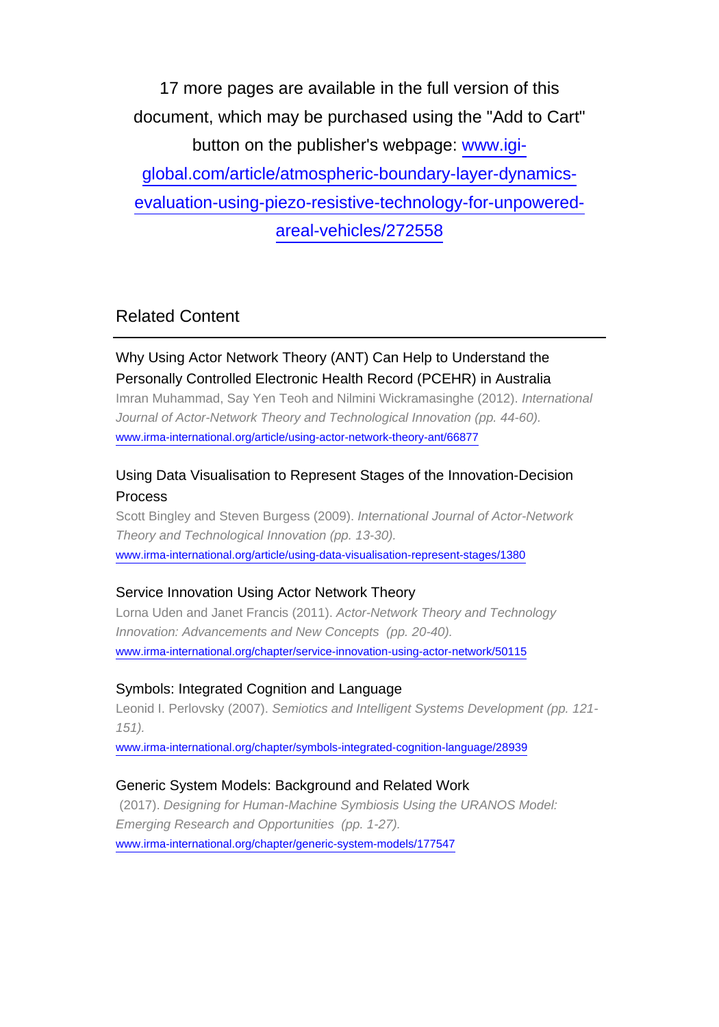17 more pages are available in the full version of this document, which may be purchased using the "Add to Cart" button on the publisher's webpage: [www.igi-global.com/article/atmospheric-boundary-layer-dynamics-evaluation-using-piezo-resistive-technology-for-unpowered-areal-vehicles/272558](www.igi-global.com/article/atmospheric-boundary-layer-dynamics-evaluation-using-piezo-resistive-technology-for-unpowered-areal-vehicles/272558)

## Related Content

### Why Using Actor Network Theory (ANT) Can Help to Understand the Personally Controlled Electronic Health Record (PCEHR) in Australia

Imran Muhammad, Say Yen Teoh and Nilmini Wickramasinghe (2012). *International Journal of Actor-Network Theory and Technological Innovation (pp. 44-60).*

[www.irma-international.org/article/using-actor-network-theory-ant/66877](www.irma-international.org/article/using-actor-network-theory-ant/66877)

### Using Data Visualisation to Represent Stages of the Innovation-Decision Process

Scott Bingley and Steven Burgess (2009). *International Journal of Actor-Network Theory and Technological Innovation (pp. 13-30).*

[www.irma-international.org/article/using-data-visualisation-represent-stages/1380](www.irma-international.org/article/using-data-visualisation-represent-stages/1380)

### Service Innovation Using Actor Network Theory

Lorna Uden and Janet Francis (2011). *Actor-Network Theory and Technology Innovation: Advancements and New Concepts (pp. 20-40).*

[www.irma-international.org/chapter/service-innovation-using-actor-network/50115](www.irma-international.org/chapter/service-innovation-using-actor-network/50115)

### Symbols: Integrated Cognition and Language

Leonid I. Perlovsky (2007). *Semiotics and Intelligent Systems Development (pp. 121-151).*

[www.irma-international.org/chapter/symbols-integrated-cognition-language/28939](www.irma-international.org/chapter/symbols-integrated-cognition-language/28939)

### Generic System Models: Background and Related Work

(2017). *Designing for Human-Machine Symbiosis Using the URANOS Model: Emerging Research and Opportunities (pp. 1-27).*

[www.irma-international.org/chapter/generic-system-models/177547](www.irma-international.org/chapter/generic-system-models/177547)